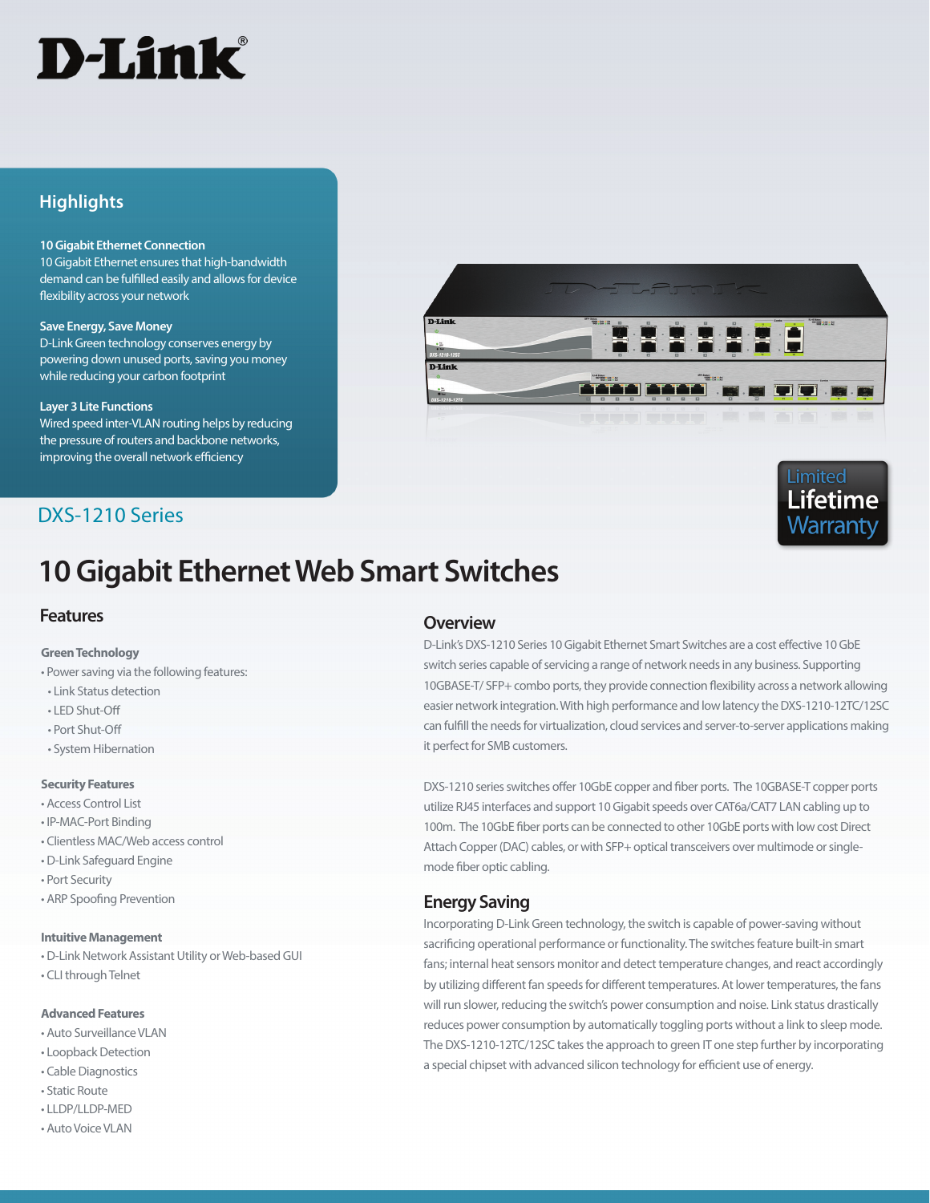D-Link®

## Highlights

**10 Gigabit Ethernet Connection**
10 Gigabit Ethernet ensures that high-bandwidth demand can be fulfilled easily and allows for device flexibility across your network

**Save Energy, Save Money**
D-Link Green technology conserves energy by powering down unused ports, saving you money while reducing your carbon footprint

**Layer 3 Lite Functions**
Wired speed inter-VLAN routing helps by reducing the pressure of routers and backbone networks, improving the overall network efficiency

Limited Lifetime Warranty

DXS-1210 Series

# 10 Gigabit Ethernet Web Smart Switches

## Features

**Green Technology**

- Power saving via the following features:
  - Link Status detection
  - LED Shut-Off
  - Port Shut-Off
  - System Hibernation

**Security Features**

- Access Control List
- IP-MAC-Port Binding
- Clientless MAC/Web access control
- D-Link Safeguard Engine
- Port Security
- ARP Spoofing Prevention

**Intuitive Management**

- D-Link Network Assistant Utility or Web-based GUI
- CLI through Telnet

**Advanced Features**

- Auto Surveillance VLAN
- Loopback Detection
- Cable Diagnostics
- Static Route
- LLDP/LLDP-MED
- Auto Voice VLAN

## Overview

D-Link's DXS-1210 Series 10 Gigabit Ethernet Smart Switches are a cost effective 10 GbE switch series capable of servicing a range of network needs in any business. Supporting 10GBASE-T/ SFP+ combo ports, they provide connection flexibility across a network allowing easier network integration. With high performance and low latency the DXS-1210-12TC/12SC can fulfill the needs for virtualization, cloud services and server-to-server applications making it perfect for SMB customers.

DXS-1210 series switches offer 10GbE copper and fiber ports. The 10GBASE-T copper ports utilize RJ45 interfaces and support 10 Gigabit speeds over CAT6a/CAT7 LAN cabling up to 100m. The 10GbE fiber ports can be connected to other 10GbE ports with low cost Direct Attach Copper (DAC) cables, or with SFP+ optical transceivers over multimode or single-mode fiber optic cabling.

## Energy Saving

Incorporating D-Link Green technology, the switch is capable of power-saving without sacrificing operational performance or functionality. The switches feature built-in smart fans; internal heat sensors monitor and detect temperature changes, and react accordingly by utilizing different fan speeds for different temperatures. At lower temperatures, the fans will run slower, reducing the switch's power consumption and noise. Link status drastically reduces power consumption by automatically toggling ports without a link to sleep mode. The DXS-1210-12TC/12SC takes the approach to green IT one step further by incorporating a special chipset with advanced silicon technology for efficient use of energy.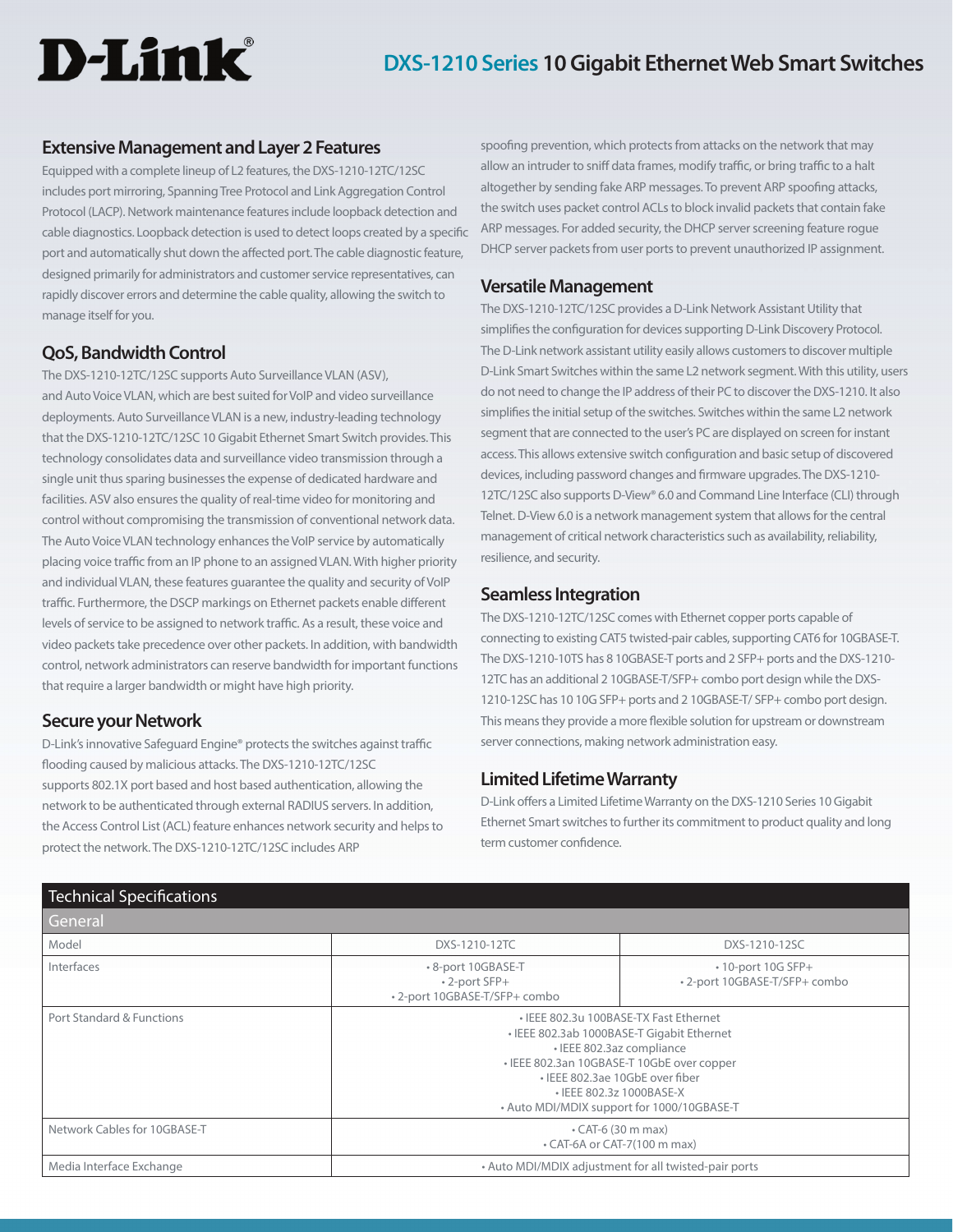## Extensive Management and Layer 2 Features

Equipped with a complete lineup of L2 features, the DXS-1210-12TC/12SC includes port mirroring, Spanning Tree Protocol and Link Aggregation Control Protocol (LACP). Network maintenance features include loopback detection and cable diagnostics. Loopback detection is used to detect loops created by a specific port and automatically shut down the affected port. The cable diagnostic feature, designed primarily for administrators and customer service representatives, can rapidly discover errors and determine the cable quality, allowing the switch to manage itself for you.

## QoS, Bandwidth Control

The DXS-1210-12TC/12SC supports Auto Surveillance VLAN (ASV), and Auto Voice VLAN, which are best suited for VoIP and video surveillance deployments. Auto Surveillance VLAN is a new, industry-leading technology that the DXS-1210-12TC/12SC 10 Gigabit Ethernet Smart Switch provides. This technology consolidates data and surveillance video transmission through a single unit thus sparing businesses the expense of dedicated hardware and facilities. ASV also ensures the quality of real-time video for monitoring and control without compromising the transmission of conventional network data. The Auto Voice VLAN technology enhances the VoIP service by automatically placing voice traffic from an IP phone to an assigned VLAN. With higher priority and individual VLAN, these features guarantee the quality and security of VoIP traffic. Furthermore, the DSCP markings on Ethernet packets enable different levels of service to be assigned to network traffic. As a result, these voice and video packets take precedence over other packets. In addition, with bandwidth control, network administrators can reserve bandwidth for important functions that require a larger bandwidth or might have high priority.

## Secure your Network

D-Link's innovative Safeguard Engine® protects the switches against traffic flooding caused by malicious attacks. The DXS-1210-12TC/12SC supports 802.1X port based and host based authentication, allowing the network to be authenticated through external RADIUS servers. In addition, the Access Control List (ACL) feature enhances network security and helps to protect the network. The DXS-1210-12TC/12SC includes ARP spoofing prevention, which protects from attacks on the network that may allow an intruder to sniff data frames, modify traffic, or bring traffic to a halt altogether by sending fake ARP messages. To prevent ARP spoofing attacks, the switch uses packet control ACLs to block invalid packets that contain fake ARP messages. For added security, the DHCP server screening feature rogue DHCP server packets from user ports to prevent unauthorized IP assignment.

## Versatile Management

The DXS-1210-12TC/12SC provides a D-Link Network Assistant Utility that simplifies the configuration for devices supporting D-Link Discovery Protocol. The D-Link network assistant utility easily allows customers to discover multiple D-Link Smart Switches within the same L2 network segment. With this utility, users do not need to change the IP address of their PC to discover the DXS-1210. It also simplifies the initial setup of the switches. Switches within the same L2 network segment that are connected to the user's PC are displayed on screen for instant access. This allows extensive switch configuration and basic setup of discovered devices, including password changes and firmware upgrades. The DXS-1210-12TC/12SC also supports D-View® 6.0 and Command Line Interface (CLI) through Telnet. D-View 6.0 is a network management system that allows for the central management of critical network characteristics such as availability, reliability, resilience, and security.

## Seamless Integration

The DXS-1210-12TC/12SC comes with Ethernet copper ports capable of connecting to existing CAT5 twisted-pair cables, supporting CAT6 for 10GBASE-T. The DXS-1210-10TS has 8 10GBASE-T ports and 2 SFP+ ports and the DXS-1210-12TC has an additional 2 10GBASE-T/SFP+ combo port design while the DXS-1210-12SC has 10 10G SFP+ ports and 2 10GBASE-T/ SFP+ combo port design. This means they provide a more flexible solution for upstream or downstream server connections, making network administration easy.

## Limited Lifetime Warranty

D-Link offers a Limited Lifetime Warranty on the DXS-1210 Series 10 Gigabit Ethernet Smart switches to further its commitment to product quality and long term customer confidence.

## Technical Specifications

### General

| Model | DXS-1210-12TC | DXS-1210-12SC |
|---|---|---|
| Interfaces | • 8-port 10GBASE-T<br>• 2-port SFP+<br>• 2-port 10GBASE-T/SFP+ combo | • 10-port 10G SFP+<br>• 2-port 10GBASE-T/SFP+ combo |
| Port Standard & Functions | • IEEE 802.3u 100BASE-TX Fast Ethernet<br>• IEEE 802.3ab 1000BASE-T Gigabit Ethernet<br>• IEEE 802.3az compliance<br>• IEEE 802.3an 10GBASE-T 10GbE over copper<br>• IEEE 802.3ae 10GbE over fiber<br>• IEEE 802.3z 1000BASE-X<br>• Auto MDI/MDIX support for 1000/10GBASE-T | |
| Network Cables for 10GBASE-T | • CAT-6 (30 m max)<br>• CAT-6A or CAT-7(100 m max) | |
| Media Interface Exchange | • Auto MDI/MDIX adjustment for all twisted-pair ports | |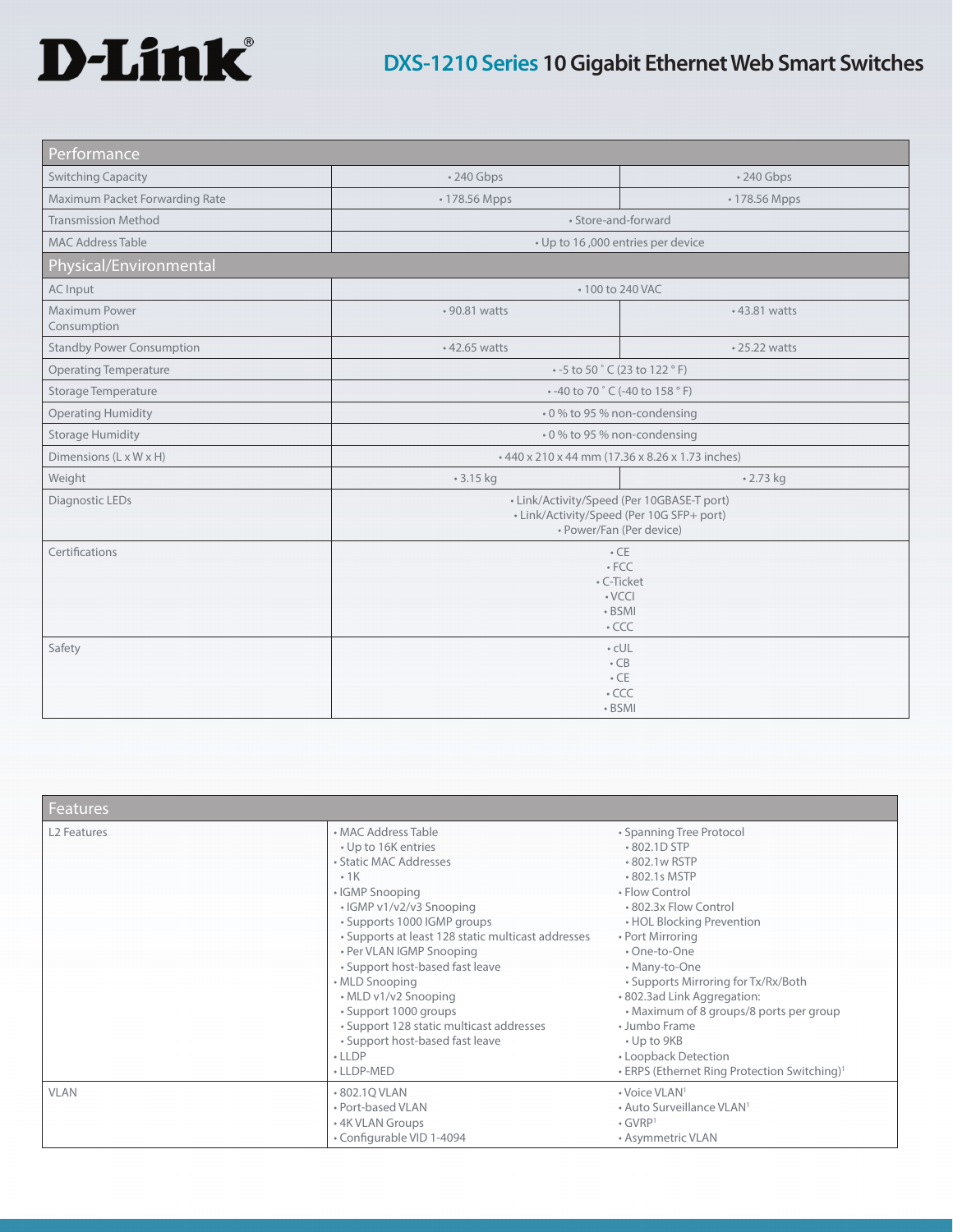# DXS-1210 Series 10 Gigabit Ethernet Web Smart Switches

| Performance | | |
|---|---|---|
| Switching Capacity | • 240 Gbps | • 240 Gbps |
| Maximum Packet Forwarding Rate | • 178.56 Mpps | • 178.56 Mpps |
| Transmission Method | • Store-and-forward | |
| MAC Address Table | • Up to 16 ,000 entries per device | |
| **Physical/Environmental** | | |
| AC Input | • 100 to 240 VAC | |
| Maximum Power Consumption | • 90.81 watts | • 43.81 watts |
| Standby Power Consumption | • 42.65 watts | • 25.22 watts |
| Operating Temperature | • -5 to 50 ˚ C (23 to 122 ° F) | |
| Storage Temperature | • -40 to 70 ˚ C (-40 to 158 ° F) | |
| Operating Humidity | • 0 % to 95 % non-condensing | |
| Storage Humidity | • 0 % to 95 % non-condensing | |
| Dimensions (L x W x H) | • 440 x 210 x 44 mm (17.36 x 8.26 x 1.73 inches) | |
| Weight | • 3.15 kg | • 2.73 kg |
| Diagnostic LEDs | • Link/Activity/Speed (Per 10GBASE-T port)<br>• Link/Activity/Speed (Per 10G SFP+ port)<br>• Power/Fan (Per device) | |
| Certifications | • CE<br>• FCC<br>• C-Ticket<br>• VCCI<br>• BSMI<br>• CCC | |
| Safety | • cUL<br>• CB<br>• CE<br>• CCC<br>• BSMI | |

| Features | | |
|---|---|---|
| L2 Features | • MAC Address Table<br>• Up to 16K entries<br>• Static MAC Addresses<br>• 1K<br>• IGMP Snooping<br>• IGMP v1/v2/v3 Snooping<br>• Supports 1000 IGMP groups<br>• Supports at least 128 static multicast addresses<br>• Per VLAN IGMP Snooping<br>• Support host-based fast leave<br>• MLD Snooping<br>• MLD v1/v2 Snooping<br>• Support 1000 groups<br>• Support 128 static multicast addresses<br>• Support host-based fast leave<br>• LLDP<br>• LLDP-MED | • Spanning Tree Protocol<br>• 802.1D STP<br>• 802.1w RSTP<br>• 802.1s MSTP<br>• Flow Control<br>• 802.3x Flow Control<br>• HOL Blocking Prevention<br>• Port Mirroring<br>• One-to-One<br>• Many-to-One<br>• Supports Mirroring for Tx/Rx/Both<br>• 802.3ad Link Aggregation:<br>• Maximum of 8 groups/8 ports per group<br>• Jumbo Frame<br>• Up to 9KB<br>• Loopback Detection<br>• ERPS (Ethernet Ring Protection Switching)[1] |
| VLAN | • 802.1Q VLAN<br>• Port-based VLAN<br>• 4K VLAN Groups<br>• Configurable VID 1-4094 | • Voice VLAN[1]<br>• Auto Surveillance VLAN[1]<br>• GVRP[1]<br>• Asymmetric VLAN |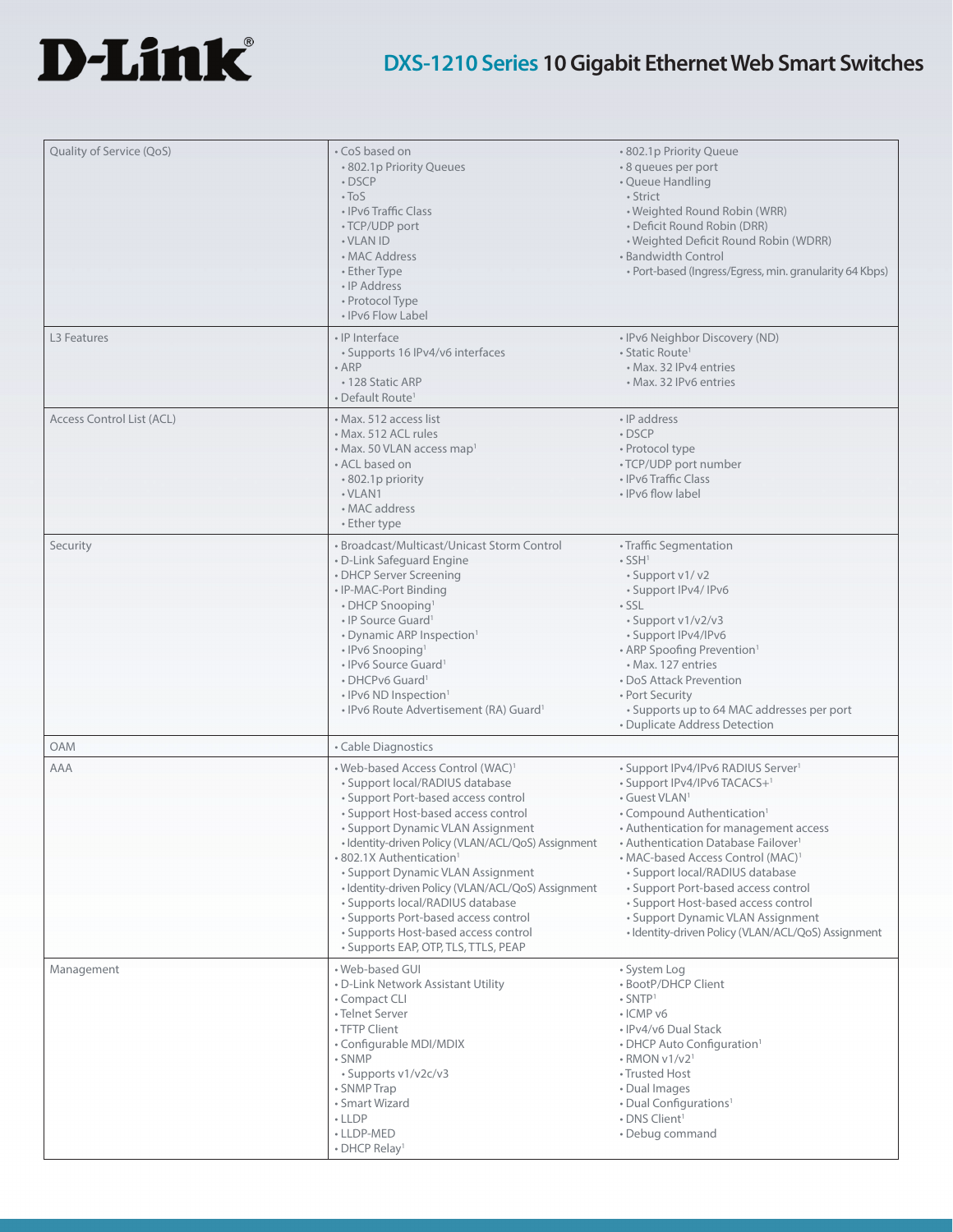| | | |
|---|---|---|
| Quality of Service (QoS) | • CoS based on<br>• 802.1p Priority Queues<br>• DSCP<br>• ToS<br>• IPv6 Traffic Class<br>• TCP/UDP port<br>• VLAN ID<br>• MAC Address<br>• Ether Type<br>• IP Address<br>• Protocol Type<br>• IPv6 Flow Label | • 802.1p Priority Queue<br>• 8 queues per port<br>• Queue Handling<br>• Strict<br>• Weighted Round Robin (WRR)<br>• Deficit Round Robin (DRR)<br>• Weighted Deficit Round Robin (WDRR)<br>• Bandwidth Control<br>• Port-based (Ingress/Egress, min. granularity 64 Kbps) |
| L3 Features | • IP Interface<br>• Supports 16 IPv4/v6 interfaces<br>• ARP<br>• 128 Static ARP<br>• Default Route[1] | • IPv6 Neighbor Discovery (ND)<br>• Static Route[1]<br>• Max. 32 IPv4 entries<br>• Max. 32 IPv6 entries |
| Access Control List (ACL) | • Max. 512 access list<br>• Max. 512 ACL rules<br>• Max. 50 VLAN access map[1]<br>• ACL based on<br>• 802.1p priority<br>• VLAN1<br>• MAC address<br>• Ether type | • IP address<br>• DSCP<br>• Protocol type<br>• TCP/UDP port number<br>• IPv6 Traffic Class<br>• IPv6 flow label |
| Security | • Broadcast/Multicast/Unicast Storm Control<br>• D-Link Safeguard Engine<br>• DHCP Server Screening<br>• IP-MAC-Port Binding<br>• DHCP Snooping[1]<br>• IP Source Guard[1]<br>• Dynamic ARP Inspection[1]<br>• IPv6 Snooping[1]<br>• IPv6 Source Guard[1]<br>• DHCPv6 Guard[1]<br>• IPv6 ND Inspection[1]<br>• IPv6 Route Advertisement (RA) Guard[1] | • Traffic Segmentation<br>• SSH[1]<br>• Support v1/ v2<br>• Support IPv4/ IPv6<br>• SSL<br>• Support v1/v2/v3<br>• Support IPv4/IPv6<br>• ARP Spoofing Prevention[1]<br>• Max. 127 entries<br>• DoS Attack Prevention<br>• Port Security<br>• Supports up to 64 MAC addresses per port<br>• Duplicate Address Detection |
| OAM | • Cable Diagnostics | |
| AAA | • Web-based Access Control (WAC)[1]<br>• Support local/RADIUS database<br>• Support Port-based access control<br>• Support Host-based access control<br>• Support Dynamic VLAN Assignment<br>• Identity-driven Policy (VLAN/ACL/QoS) Assignment<br>• 802.1X Authentication[1]<br>• Support Dynamic VLAN Assignment<br>• Identity-driven Policy (VLAN/ACL/QoS) Assignment<br>• Supports local/RADIUS database<br>• Supports Port-based access control<br>• Supports Host-based access control<br>• Supports EAP, OTP, TLS, TTLS, PEAP | • Support IPv4/IPv6 RADIUS Server[1]<br>• Support IPv4/IPv6 TACACS+[1]<br>• Guest VLAN[1]<br>• Compound Authentication[1]<br>• Authentication for management access<br>• Authentication Database Failover[1]<br>• MAC-based Access Control (MAC)[1]<br>• Support local/RADIUS database<br>• Support Port-based access control<br>• Support Host-based access control<br>• Support Dynamic VLAN Assignment<br>• Identity-driven Policy (VLAN/ACL/QoS) Assignment |
| Management | • Web-based GUI<br>• D-Link Network Assistant Utility<br>• Compact CLI<br>• Telnet Server<br>• TFTP Client<br>• Configurable MDI/MDIX<br>• SNMP<br>• Supports v1/v2c/v3<br>• SNMP Trap<br>• Smart Wizard<br>• LLDP<br>• LLDP-MED<br>• DHCP Relay[1] | • System Log<br>• BootP/DHCP Client<br>• SNTP[1]<br>• ICMP v6<br>• IPv4/v6 Dual Stack<br>• DHCP Auto Configuration[1]<br>• RMON v1/v2[1]<br>• Trusted Host<br>• Dual Images<br>• Dual Configurations[1]<br>• DNS Client[1]<br>• Debug command |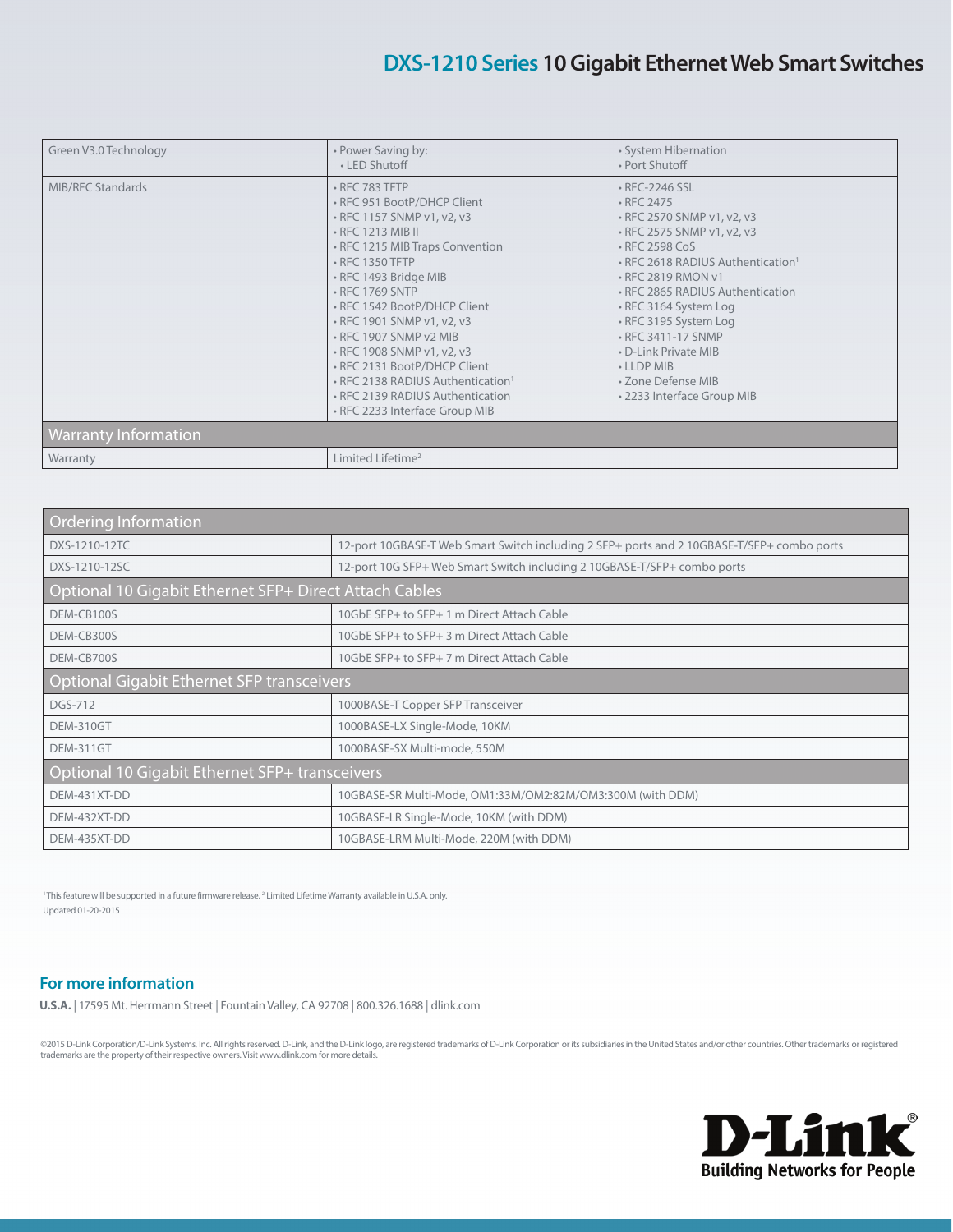| | | |
|---|---|---|
| Green V3.0 Technology | • Power Saving by:<br>• LED Shutoff | • System Hibernation<br>• Port Shutoff |
| MIB/RFC Standards | • RFC 783 TFTP<br>• RFC 951 BootP/DHCP Client<br>• RFC 1157 SNMP v1, v2, v3<br>• RFC 1213 MIB II<br>• RFC 1215 MIB Traps Convention<br>• RFC 1350 TFTP<br>• RFC 1493 Bridge MIB<br>• RFC 1769 SNTP<br>• RFC 1542 BootP/DHCP Client<br>• RFC 1901 SNMP v1, v2, v3<br>• RFC 1907 SNMP v2 MIB<br>• RFC 1908 SNMP v1, v2, v3<br>• RFC 2131 BootP/DHCP Client<br>• RFC 2138 RADIUS Authentication[1]<br>• RFC 2139 RADIUS Authentication<br>• RFC 2233 Interface Group MIB | • RFC-2246 SSL<br>• RFC 2475<br>• RFC 2570 SNMP v1, v2, v3<br>• RFC 2575 SNMP v1, v2, v3<br>• RFC 2598 CoS<br>• RFC 2618 RADIUS Authentication[1]<br>• RFC 2819 RMON v1<br>• RFC 2865 RADIUS Authentication<br>• RFC 3164 System Log<br>• RFC 3195 System Log<br>• RFC 3411-17 SNMP<br>• D-Link Private MIB<br>• LLDP MIB<br>• Zone Defense MIB<br>• 2233 Interface Group MIB |
| **Warranty Information** | | |
| Warranty | Limited Lifetime[2] | |

| Ordering Information | |
|---|---|
| DXS-1210-12TC | 12-port 10GBASE-T Web Smart Switch including 2 SFP+ ports and 2 10GBASE-T/SFP+ combo ports |
| DXS-1210-12SC | 12-port 10G SFP+ Web Smart Switch including 2 10GBASE-T/SFP+ combo ports |
| **Optional 10 Gigabit Ethernet SFP+ Direct Attach Cables** | |
| DEM-CB100S | 10GbE SFP+ to SFP+ 1 m Direct Attach Cable |
| DEM-CB300S | 10GbE SFP+ to SFP+ 3 m Direct Attach Cable |
| DEM-CB700S | 10GbE SFP+ to SFP+ 7 m Direct Attach Cable |
| **Optional Gigabit Ethernet SFP transceivers** | |
| DGS-712 | 1000BASE-T Copper SFP Transceiver |
| DEM-310GT | 1000BASE-LX Single-Mode, 10KM |
| DEM-311GT | 1000BASE-SX Multi-mode, 550M |
| **Optional 10 Gigabit Ethernet SFP+ transceivers** | |
| DEM-431XT-DD | 10GBASE-SR Multi-Mode, OM1:33M/OM2:82M/OM3:300M (with DDM) |
| DEM-432XT-DD | 10GBASE-LR Single-Mode, 10KM (with DDM) |
| DEM-435XT-DD | 10GBASE-LRM Multi-Mode, 220M (with DDM) |

[1] This feature will be supported in a future firmware release. [2] Limited Lifetime Warranty available in U.S.A. only.
Updated 01-20-2015

## For more information

**U.S.A.** | 17595 Mt. Herrmann Street | Fountain Valley, CA 92708 | 800.326.1688 | dlink.com

©2015 D-Link Corporation/D-Link Systems, Inc. All rights reserved. D-Link, and the D-Link logo, are registered trademarks of D-Link Corporation or its subsidiaries in the United States and/or other countries. Other trademarks or registered trademarks are the property of their respective owners. Visit www.dlink.com for more details.

D-Link
Building Networks for People